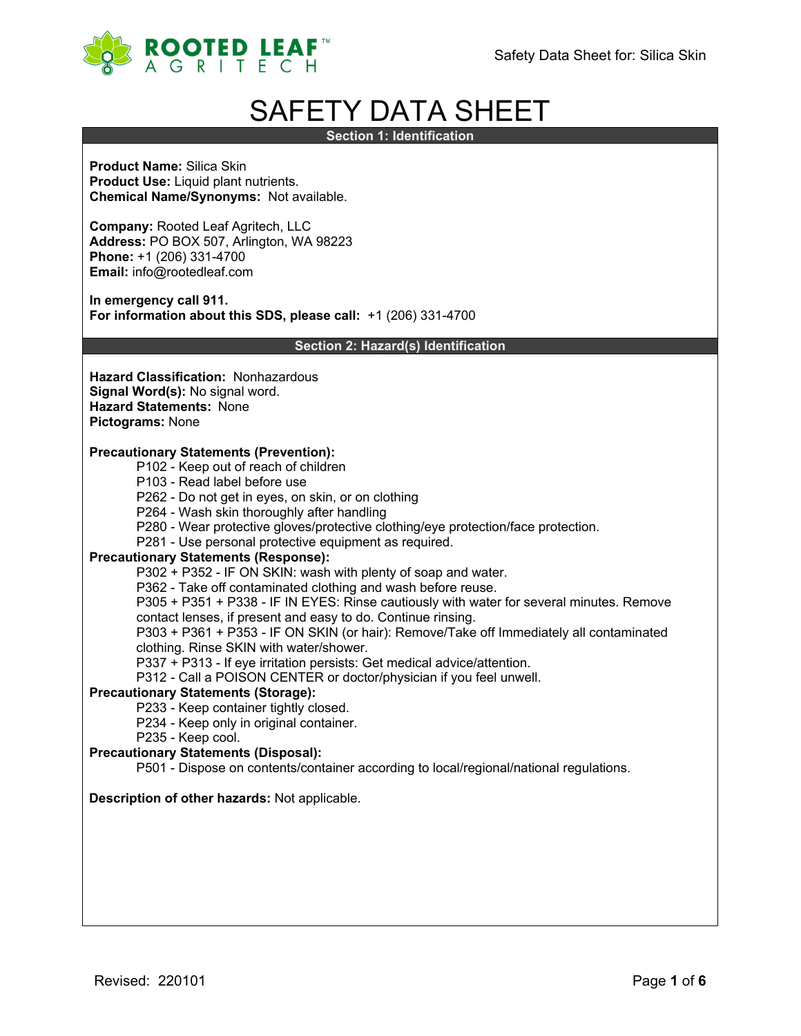# SAFETY DATA SHEET

## Section 1: Identification

**Product Name:** Silica Skin
**Product Use:** Liquid plant nutrients.
**Chemical Name/Synonyms:** Not available.

**Company:** Rooted Leaf Agritech, LLC
**Address:** PO BOX 507, Arlington, WA 98223
**Phone:** +1 (206) 331-4700
**Email:** info@rootedleaf.com

**In emergency call 911.**
**For information about this SDS, please call:** +1 (206) 331-4700

## Section 2: Hazard(s) Identification

**Hazard Classification:** Nonhazardous
**Signal Word(s):** No signal word.
**Hazard Statements:** None
**Pictograms:** None

**Precautionary Statements (Prevention):**

- P102 - Keep out of reach of children
- P103 - Read label before use
- P262 - Do not get in eyes, on skin, or on clothing
- P264 - Wash skin thoroughly after handling
- P280 - Wear protective gloves/protective clothing/eye protection/face protection.
- P281 - Use personal protective equipment as required.

**Precautionary Statements (Response):**

- P302 + P352 - IF ON SKIN: wash with plenty of soap and water.
- P362 - Take off contaminated clothing and wash before reuse.
- P305 + P351 + P338 - IF IN EYES: Rinse cautiously with water for several minutes. Remove contact lenses, if present and easy to do. Continue rinsing.
- P303 + P361 + P353 - IF ON SKIN (or hair): Remove/Take off Immediately all contaminated clothing. Rinse SKIN with water/shower.
- P337 + P313 - If eye irritation persists: Get medical advice/attention.
- P312 - Call a POISON CENTER or doctor/physician if you feel unwell.

**Precautionary Statements (Storage):**

- P233 - Keep container tightly closed.
- P234 - Keep only in original container.
- P235 - Keep cool.

**Precautionary Statements (Disposal):**

- P501 - Dispose on contents/container according to local/regional/national regulations.

**Description of other hazards:** Not applicable.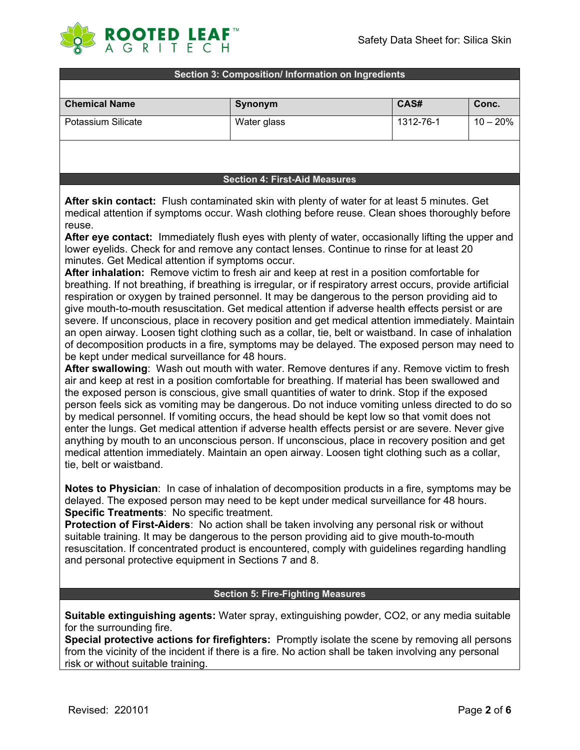## Section 3: Composition/ Information on Ingredients

| Chemical Name | Synonym | CAS# | Conc. |
|---|---|---|---|
| Potassium Silicate | Water glass | 1312-76-1 | 10 – 20% |

## Section 4: First-Aid Measures

**After skin contact:** Flush contaminated skin with plenty of water for at least 5 minutes. Get medical attention if symptoms occur. Wash clothing before reuse. Clean shoes thoroughly before reuse.

**After eye contact:** Immediately flush eyes with plenty of water, occasionally lifting the upper and lower eyelids. Check for and remove any contact lenses. Continue to rinse for at least 20 minutes. Get Medical attention if symptoms occur.

**After inhalation:** Remove victim to fresh air and keep at rest in a position comfortable for breathing. If not breathing, if breathing is irregular, or if respiratory arrest occurs, provide artificial respiration or oxygen by trained personnel. It may be dangerous to the person providing aid to give mouth-to-mouth resuscitation. Get medical attention if adverse health effects persist or are severe. If unconscious, place in recovery position and get medical attention immediately. Maintain an open airway. Loosen tight clothing such as a collar, tie, belt or waistband. In case of inhalation of decomposition products in a fire, symptoms may be delayed. The exposed person may need to be kept under medical surveillance for 48 hours.

**After swallowing**: Wash out mouth with water. Remove dentures if any. Remove victim to fresh air and keep at rest in a position comfortable for breathing. If material has been swallowed and the exposed person is conscious, give small quantities of water to drink. Stop if the exposed person feels sick as vomiting may be dangerous. Do not induce vomiting unless directed to do so by medical personnel. If vomiting occurs, the head should be kept low so that vomit does not enter the lungs. Get medical attention if adverse health effects persist or are severe. Never give anything by mouth to an unconscious person. If unconscious, place in recovery position and get medical attention immediately. Maintain an open airway. Loosen tight clothing such as a collar, tie, belt or waistband.

**Notes to Physician**: In case of inhalation of decomposition products in a fire, symptoms may be delayed. The exposed person may need to be kept under medical surveillance for 48 hours.

**Specific Treatments**: No specific treatment.

**Protection of First-Aiders**: No action shall be taken involving any personal risk or without suitable training. It may be dangerous to the person providing aid to give mouth-to-mouth resuscitation. If concentrated product is encountered, comply with guidelines regarding handling and personal protective equipment in Sections 7 and 8.

## Section 5: Fire-Fighting Measures

**Suitable extinguishing agents:** Water spray, extinguishing powder, CO2, or any media suitable for the surrounding fire.

**Special protective actions for firefighters:** Promptly isolate the scene by removing all persons from the vicinity of the incident if there is a fire. No action shall be taken involving any personal risk or without suitable training.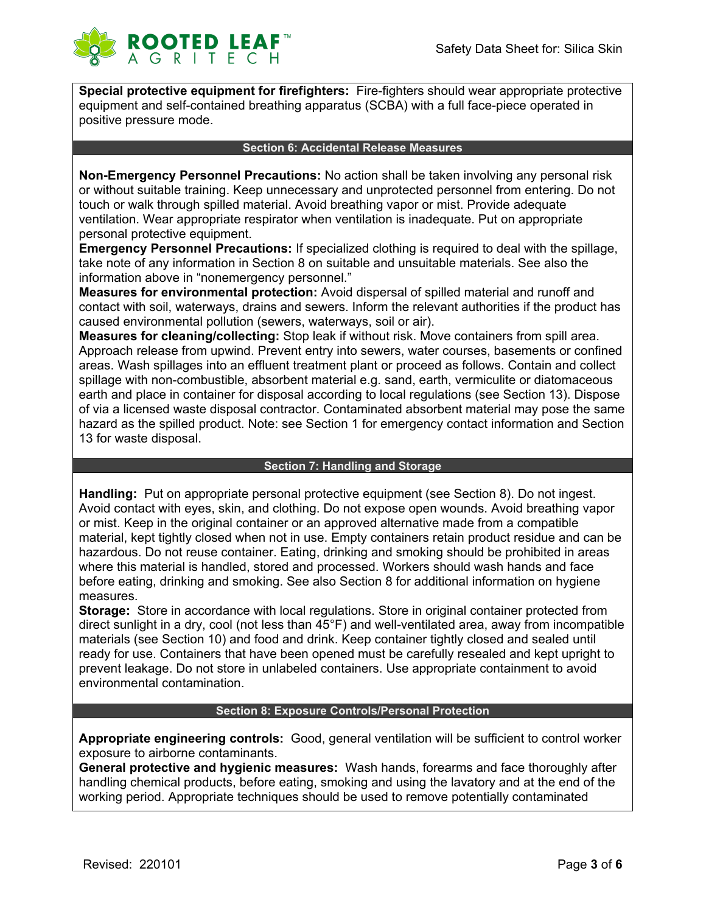**Special protective equipment for firefighters:** Fire-fighters should wear appropriate protective equipment and self-contained breathing apparatus (SCBA) with a full face-piece operated in positive pressure mode.

## Section 6: Accidental Release Measures

**Non-Emergency Personnel Precautions:** No action shall be taken involving any personal risk or without suitable training. Keep unnecessary and unprotected personnel from entering. Do not touch or walk through spilled material. Avoid breathing vapor or mist. Provide adequate ventilation. Wear appropriate respirator when ventilation is inadequate. Put on appropriate personal protective equipment.

**Emergency Personnel Precautions:** If specialized clothing is required to deal with the spillage, take note of any information in Section 8 on suitable and unsuitable materials. See also the information above in "nonemergency personnel."

**Measures for environmental protection:** Avoid dispersal of spilled material and runoff and contact with soil, waterways, drains and sewers. Inform the relevant authorities if the product has caused environmental pollution (sewers, waterways, soil or air).

**Measures for cleaning/collecting:** Stop leak if without risk. Move containers from spill area. Approach release from upwind. Prevent entry into sewers, water courses, basements or confined areas. Wash spillages into an effluent treatment plant or proceed as follows. Contain and collect spillage with non-combustible, absorbent material e.g. sand, earth, vermiculite or diatomaceous earth and place in container for disposal according to local regulations (see Section 13). Dispose of via a licensed waste disposal contractor. Contaminated absorbent material may pose the same hazard as the spilled product. Note: see Section 1 for emergency contact information and Section 13 for waste disposal.

## Section 7: Handling and Storage

**Handling:** Put on appropriate personal protective equipment (see Section 8). Do not ingest. Avoid contact with eyes, skin, and clothing. Do not expose open wounds. Avoid breathing vapor or mist. Keep in the original container or an approved alternative made from a compatible material, kept tightly closed when not in use. Empty containers retain product residue and can be hazardous. Do not reuse container. Eating, drinking and smoking should be prohibited in areas where this material is handled, stored and processed. Workers should wash hands and face before eating, drinking and smoking. See also Section 8 for additional information on hygiene measures.

**Storage:** Store in accordance with local regulations. Store in original container protected from direct sunlight in a dry, cool (not less than 45°F) and well-ventilated area, away from incompatible materials (see Section 10) and food and drink. Keep container tightly closed and sealed until ready for use. Containers that have been opened must be carefully resealed and kept upright to prevent leakage. Do not store in unlabeled containers. Use appropriate containment to avoid environmental contamination.

## Section 8: Exposure Controls/Personal Protection

**Appropriate engineering controls:** Good, general ventilation will be sufficient to control worker exposure to airborne contaminants.

**General protective and hygienic measures:** Wash hands, forearms and face thoroughly after handling chemical products, before eating, smoking and using the lavatory and at the end of the working period. Appropriate techniques should be used to remove potentially contaminated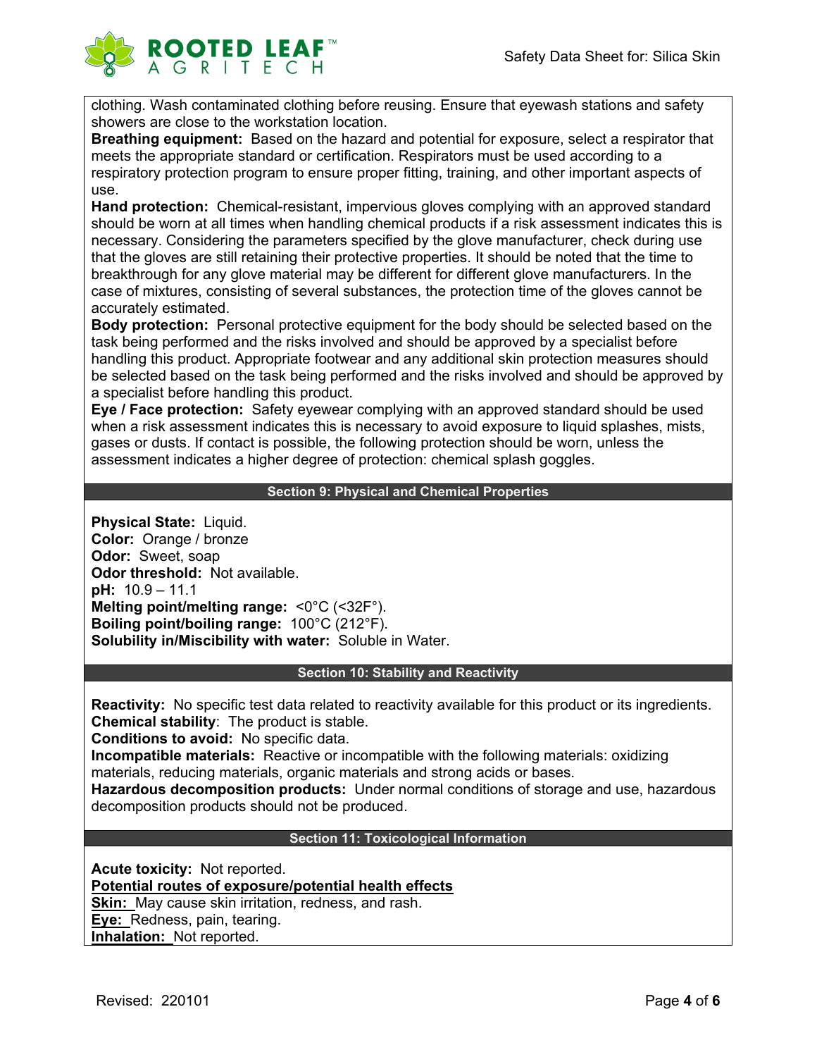clothing. Wash contaminated clothing before reusing. Ensure that eyewash stations and safety showers are close to the workstation location.

**Breathing equipment:** Based on the hazard and potential for exposure, select a respirator that meets the appropriate standard or certification. Respirators must be used according to a respiratory protection program to ensure proper fitting, training, and other important aspects of use.

**Hand protection:** Chemical-resistant, impervious gloves complying with an approved standard should be worn at all times when handling chemical products if a risk assessment indicates this is necessary. Considering the parameters specified by the glove manufacturer, check during use that the gloves are still retaining their protective properties. It should be noted that the time to breakthrough for any glove material may be different for different glove manufacturers. In the case of mixtures, consisting of several substances, the protection time of the gloves cannot be accurately estimated.

**Body protection:** Personal protective equipment for the body should be selected based on the task being performed and the risks involved and should be approved by a specialist before handling this product. Appropriate footwear and any additional skin protection measures should be selected based on the task being performed and the risks involved and should be approved by a specialist before handling this product.

**Eye / Face protection:** Safety eyewear complying with an approved standard should be used when a risk assessment indicates this is necessary to avoid exposure to liquid splashes, mists, gases or dusts. If contact is possible, the following protection should be worn, unless the assessment indicates a higher degree of protection: chemical splash goggles.

## Section 9: Physical and Chemical Properties

**Physical State:** Liquid.
**Color:** Orange / bronze
**Odor:** Sweet, soap
**Odor threshold:** Not available.
**pH:** 10.9 – 11.1
**Melting point/melting range:** <0°C (<32F°).
**Boiling point/boiling range:** 100°C (212°F).
**Solubility in/Miscibility with water:** Soluble in Water.

## Section 10: Stability and Reactivity

**Reactivity:** No specific test data related to reactivity available for this product or its ingredients.
**Chemical stability**: The product is stable.
**Conditions to avoid:** No specific data.
**Incompatible materials:** Reactive or incompatible with the following materials: oxidizing materials, reducing materials, organic materials and strong acids or bases.
**Hazardous decomposition products:** Under normal conditions of storage and use, hazardous decomposition products should not be produced.

## Section 11: Toxicological Information

**Acute toxicity:** Not reported.

**Potential routes of exposure/potential health effects**

**Skin:** May cause skin irritation, redness, and rash.
**Eye:** Redness, pain, tearing.
**Inhalation:** Not reported.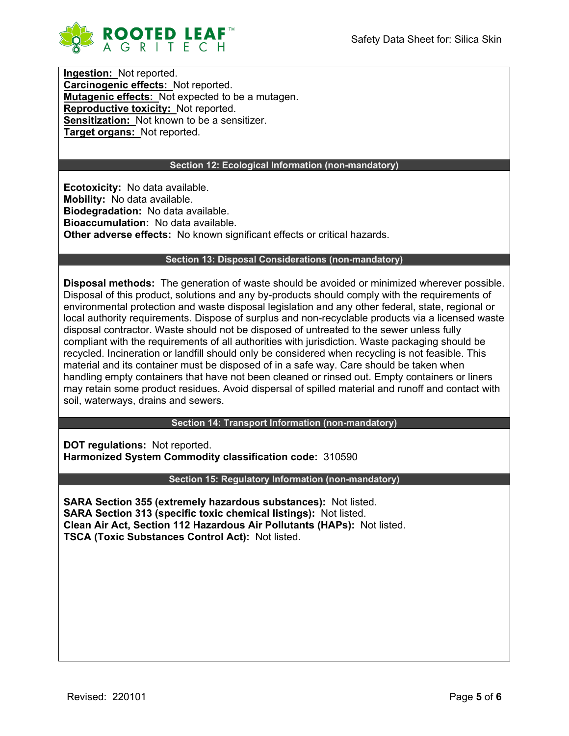**Ingestion:** Not reported.
**Carcinogenic effects:** Not reported.
**Mutagenic effects:** Not expected to be a mutagen.
**Reproductive toxicity:** Not reported.
**Sensitization:** Not known to be a sensitizer.
**Target organs:** Not reported.

## Section 12: Ecological Information (non-mandatory)

**Ecotoxicity:** No data available.
**Mobility:** No data available.
**Biodegradation:** No data available.
**Bioaccumulation:** No data available.
**Other adverse effects:** No known significant effects or critical hazards.

## Section 13: Disposal Considerations (non-mandatory)

**Disposal methods:** The generation of waste should be avoided or minimized wherever possible. Disposal of this product, solutions and any by-products should comply with the requirements of environmental protection and waste disposal legislation and any other federal, state, regional or local authority requirements. Dispose of surplus and non-recyclable products via a licensed waste disposal contractor. Waste should not be disposed of untreated to the sewer unless fully compliant with the requirements of all authorities with jurisdiction. Waste packaging should be recycled. Incineration or landfill should only be considered when recycling is not feasible. This material and its container must be disposed of in a safe way. Care should be taken when handling empty containers that have not been cleaned or rinsed out. Empty containers or liners may retain some product residues. Avoid dispersal of spilled material and runoff and contact with soil, waterways, drains and sewers.

## Section 14: Transport Information (non-mandatory)

**DOT regulations:** Not reported.
**Harmonized System Commodity classification code:** 310590

## Section 15: Regulatory Information (non-mandatory)

**SARA Section 355 (extremely hazardous substances):** Not listed.
**SARA Section 313 (specific toxic chemical listings):** Not listed.
**Clean Air Act, Section 112 Hazardous Air Pollutants (HAPs):** Not listed.
**TSCA (Toxic Substances Control Act):** Not listed.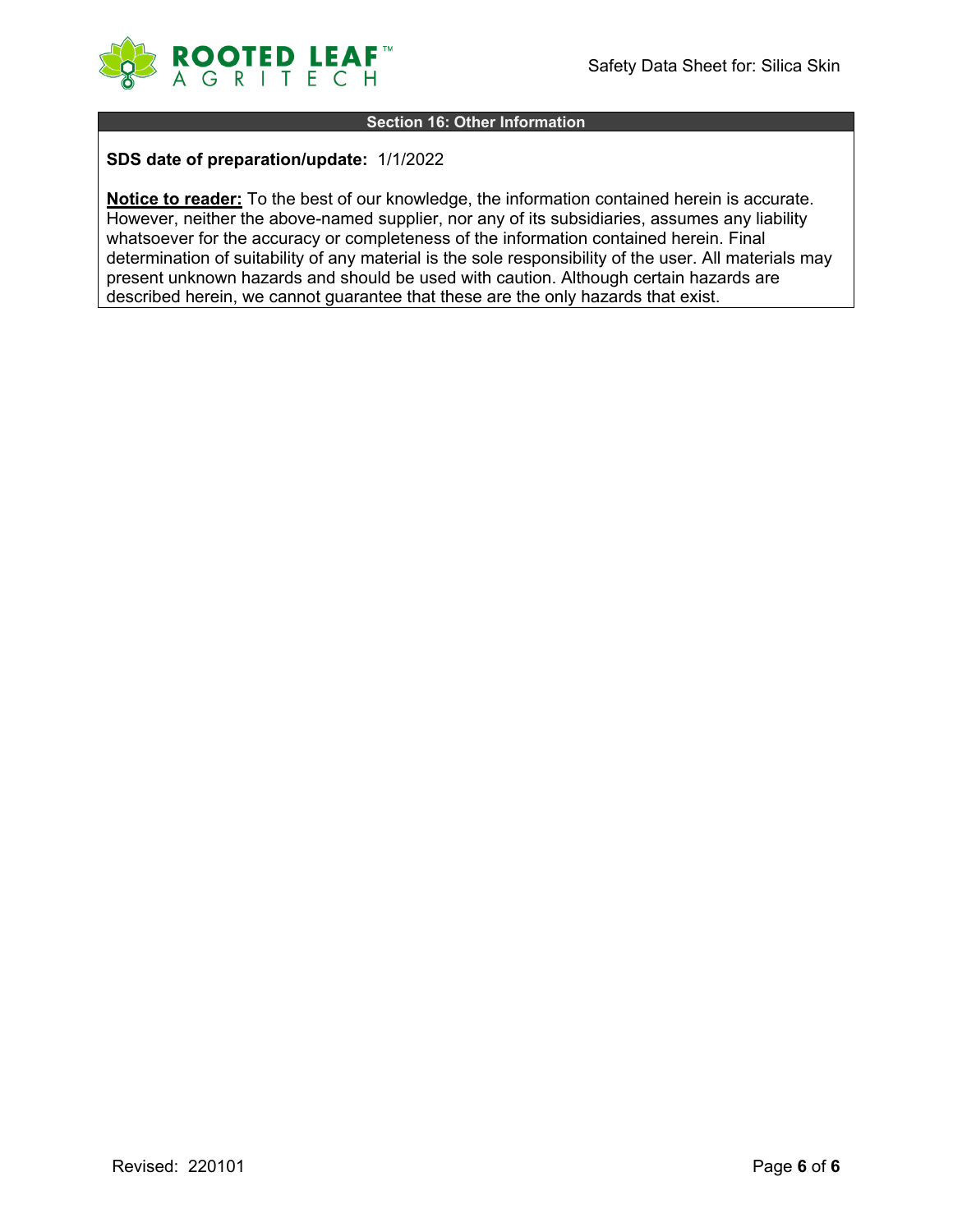## Section 16: Other Information

**SDS date of preparation/update:** 1/1/2022

**Notice to reader:** To the best of our knowledge, the information contained herein is accurate. However, neither the above-named supplier, nor any of its subsidiaries, assumes any liability whatsoever for the accuracy or completeness of the information contained herein. Final determination of suitability of any material is the sole responsibility of the user. All materials may present unknown hazards and should be used with caution. Although certain hazards are described herein, we cannot guarantee that these are the only hazards that exist.